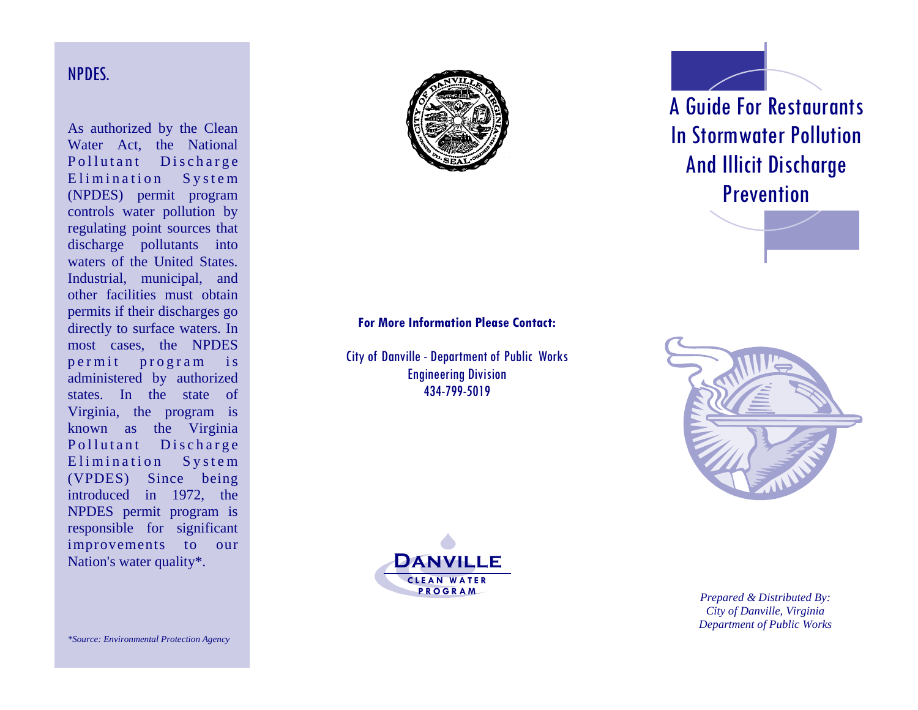## NPDES.

As authorized by the Clean Water Act, the National Pollutant Discharge Elimination System (NPDES) permit program controls water pollution by regulating point sources that discharge pollutants into waters of the United States. Industrial, municipal, and other facilities must obtain permits if their discharges go directly to surface waters. In most cases, the NPDES permit program is administered by authorized states. In the state of Virginia, the program is known as the Virginia Pollutant Discharge Elimination System (VPDES) Since being introduced in 1972, the NPDES permit program is responsible for significant improvements to our Nation's water quality*.

*\*Source: Environmental Protection Agency*

**For More Information Please Contact:**

City of Danville - Department of Public Works
Engineering Division
434-799-5019

DANVILLE
CLEAN WATER PROGRAM

# A Guide For Restaurants In Stormwater Pollution And Illicit Discharge Prevention

*Prepared & Distributed By:*
*City of Danville, Virginia*
*Department of Public Works*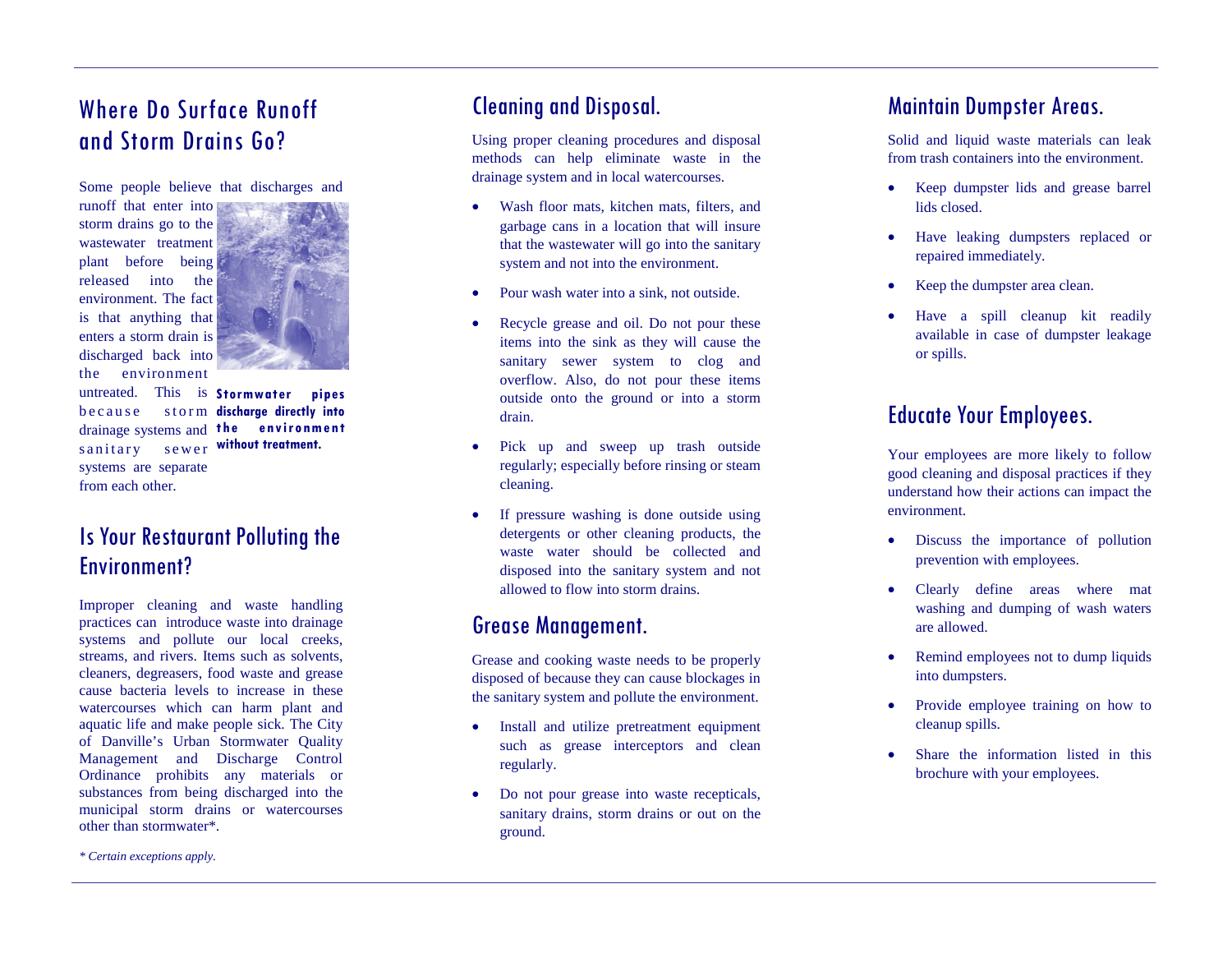## Where Do Surface Runoff and Storm Drains Go?

Some people believe that discharges and runoff that enter into storm drains go to the wastewater treatment plant before being released into the environment. The fact is that anything that enters a storm drain is discharged back into the environment untreated. This is because storm drainage systems and sanitary sewer systems are separate from each other.

**Stormwater pipes discharge directly into the environment without treatment.**

## Is Your Restaurant Polluting the Environment?

Improper cleaning and waste handling practices can introduce waste into drainage systems and pollute our local creeks, streams, and rivers. Items such as solvents, cleaners, degreasers, food waste and grease cause bacteria levels to increase in these watercourses which can harm plant and aquatic life and make people sick. The City of Danville's Urban Stormwater Quality Management and Discharge Control Ordinance prohibits any materials or substances from being discharged into the municipal storm drains or watercourses other than stormwater*.

*\* Certain exceptions apply.*

## Cleaning and Disposal.

Using proper cleaning procedures and disposal methods can help eliminate waste in the drainage system and in local watercourses.

- Wash floor mats, kitchen mats, filters, and garbage cans in a location that will insure that the wastewater will go into the sanitary system and not into the environment.
- Pour wash water into a sink, not outside.
- Recycle grease and oil. Do not pour these items into the sink as they will cause the sanitary sewer system to clog and overflow. Also, do not pour these items outside onto the ground or into a storm drain.
- Pick up and sweep up trash outside regularly; especially before rinsing or steam cleaning.
- If pressure washing is done outside using detergents or other cleaning products, the waste water should be collected and disposed into the sanitary system and not allowed to flow into storm drains.

## Grease Management.

Grease and cooking waste needs to be properly disposed of because they can cause blockages in the sanitary system and pollute the environment.

- Install and utilize pretreatment equipment such as grease interceptors and clean regularly.
- Do not pour grease into waste recepticals, sanitary drains, storm drains or out on the ground.

## Maintain Dumpster Areas.

Solid and liquid waste materials can leak from trash containers into the environment.

- Keep dumpster lids and grease barrel lids closed.
- Have leaking dumpsters replaced or repaired immediately.
- Keep the dumpster area clean.
- Have a spill cleanup kit readily available in case of dumpster leakage or spills.

## Educate Your Employees.

Your employees are more likely to follow good cleaning and disposal practices if they understand how their actions can impact the environment.

- Discuss the importance of pollution prevention with employees.
- Clearly define areas where mat washing and dumping of wash waters are allowed.
- Remind employees not to dump liquids into dumpsters.
- Provide employee training on how to cleanup spills.
- Share the information listed in this brochure with your employees.